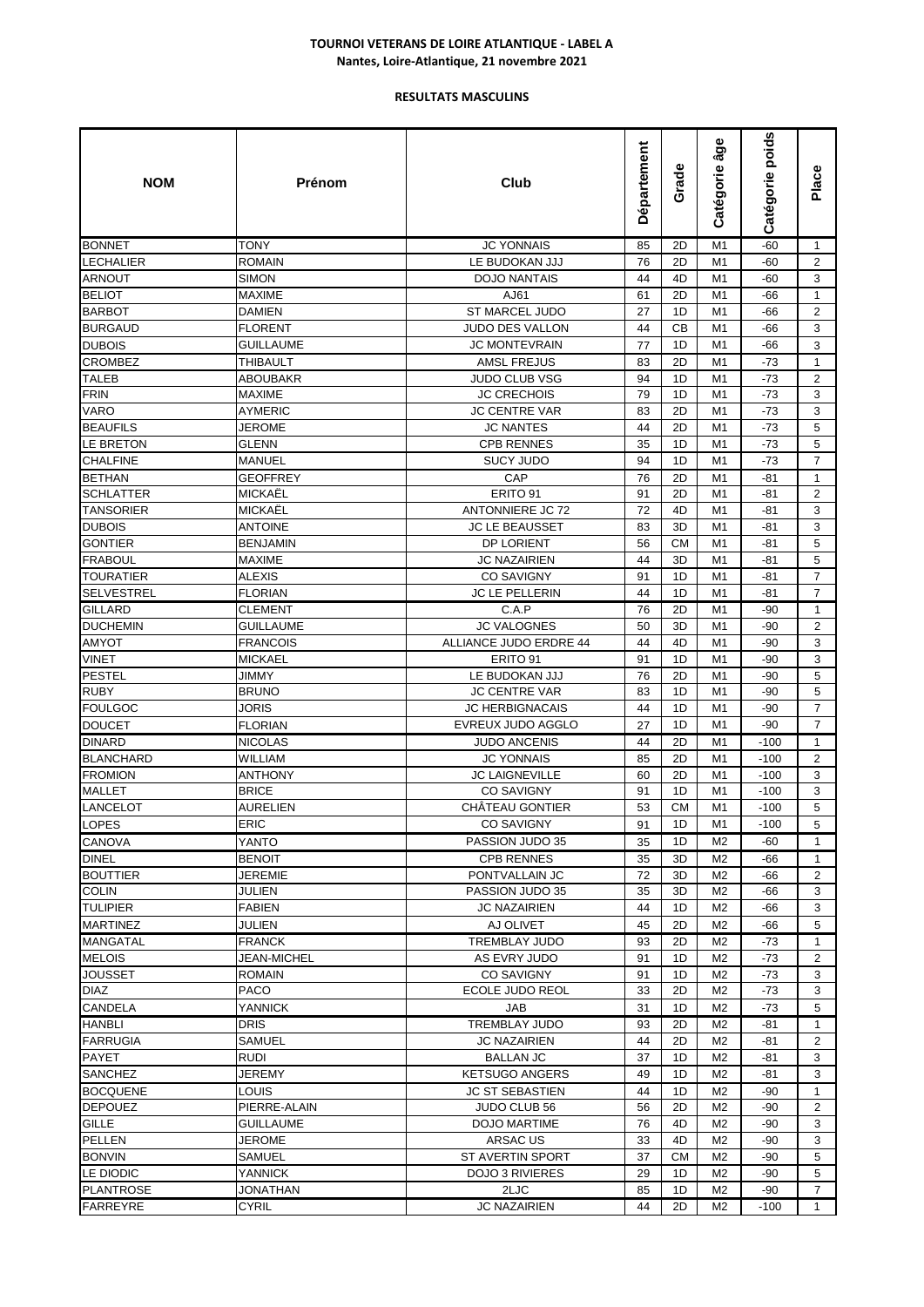**TOURNOI VETERANS DE LOIRE ATLANTIQUE - LABEL A**
**Nantes, Loire-Atlantique, 21 novembre 2021**

**RESULTATS MASCULINS**

| NOM | Prénom | Club | Département | Grade | Catégorie âge | Catégorie poids | Place |
|---|---|---|---|---|---|---|---|
| BONNET | TONY | JC YONNAIS | 85 | 2D | M1 | -60 | 1 |
| LECHALIER | ROMAIN | LE BUDOKAN JJJ | 76 | 2D | M1 | -60 | 2 |
| ARNOUT | SIMON | DOJO NANTAIS | 44 | 4D | M1 | -60 | 3 |
| BELIOT | MAXIME | AJ61 | 61 | 2D | M1 | -66 | 1 |
| BARBOT | DAMIEN | ST MARCEL JUDO | 27 | 1D | M1 | -66 | 2 |
| BURGAUD | FLORENT | JUDO DES VALLON | 44 | CB | M1 | -66 | 3 |
| DUBOIS | GUILLAUME | JC MONTEVRAIN | 77 | 1D | M1 | -66 | 3 |
| CROMBEZ | THIBAULT | AMSL FREJUS | 83 | 2D | M1 | -73 | 1 |
| TALEB | ABOUBAKR | JUDO CLUB VSG | 94 | 1D | M1 | -73 | 2 |
| FRIN | MAXIME | JC CRECHOIS | 79 | 1D | M1 | -73 | 3 |
| VARO | AYMERIC | JC CENTRE VAR | 83 | 2D | M1 | -73 | 3 |
| BEAUFILS | JEROME | JC NANTES | 44 | 2D | M1 | -73 | 5 |
| LE BRETON | GLENN | CPB RENNES | 35 | 1D | M1 | -73 | 5 |
| CHALFINE | MANUEL | SUCY JUDO | 94 | 1D | M1 | -73 | 7 |
| BETHAN | GEOFFREY | CAP | 76 | 2D | M1 | -81 | 1 |
| SCHLATTER | MICKAËL | ERITO 91 | 91 | 2D | M1 | -81 | 2 |
| TANSORIER | MICKAËL | ANTONNIERE JC 72 | 72 | 4D | M1 | -81 | 3 |
| DUBOIS | ANTOINE | JC LE BEAUSSET | 83 | 3D | M1 | -81 | 3 |
| GONTIER | BENJAMIN | DP LORIENT | 56 | CM | M1 | -81 | 5 |
| FRABOUL | MAXIME | JC NAZAIRIEN | 44 | 3D | M1 | -81 | 5 |
| TOURATIER | ALEXIS | CO SAVIGNY | 91 | 1D | M1 | -81 | 7 |
| SELVESTREL | FLORIAN | JC LE PELLERIN | 44 | 1D | M1 | -81 | 7 |
| GILLARD | CLEMENT | C.A.P | 76 | 2D | M1 | -90 | 1 |
| DUCHEMIN | GUILLAUME | JC VALOGNES | 50 | 3D | M1 | -90 | 2 |
| AMYOT | FRANCOIS | ALLIANCE JUDO ERDRE 44 | 44 | 4D | M1 | -90 | 3 |
| VINET | MICKAEL | ERITO 91 | 91 | 1D | M1 | -90 | 3 |
| PESTEL | JIMMY | LE BUDOKAN JJJ | 76 | 2D | M1 | -90 | 5 |
| RUBY | BRUNO | JC CENTRE VAR | 83 | 1D | M1 | -90 | 5 |
| FOULGOC | JORIS | JC HERBIGNACAIS | 44 | 1D | M1 | -90 | 7 |
| DOUCET | FLORIAN | EVREUX JUDO AGGLO | 27 | 1D | M1 | -90 | 7 |
| DINARD | NICOLAS | JUDO ANCENIS | 44 | 2D | M1 | -100 | 1 |
| BLANCHARD | WILLIAM | JC YONNAIS | 85 | 2D | M1 | -100 | 2 |
| FROMION | ANTHONY | JC LAIGNEVILLE | 60 | 2D | M1 | -100 | 3 |
| MALLET | BRICE | CO SAVIGNY | 91 | 1D | M1 | -100 | 3 |
| LANCELOT | AURELIEN | CHÂTEAU GONTIER | 53 | CM | M1 | -100 | 5 |
| LOPES | ERIC | CO SAVIGNY | 91 | 1D | M1 | -100 | 5 |
| CANOVA | YANTO | PASSION JUDO 35 | 35 | 1D | M2 | -60 | 1 |
| DINEL | BENOIT | CPB RENNES | 35 | 3D | M2 | -66 | 1 |
| BOUTTIER | JEREMIE | PONTVALLAIN JC | 72 | 3D | M2 | -66 | 2 |
| COLIN | JULIEN | PASSION JUDO 35 | 35 | 3D | M2 | -66 | 3 |
| TULIPIER | FABIEN | JC NAZAIRIEN | 44 | 1D | M2 | -66 | 3 |
| MARTINEZ | JULIEN | AJ OLIVET | 45 | 2D | M2 | -66 | 5 |
| MANGATAL | FRANCK | TREMBLAY JUDO | 93 | 2D | M2 | -73 | 1 |
| MELOIS | JEAN-MICHEL | AS EVRY JUDO | 91 | 1D | M2 | -73 | 2 |
| JOUSSET | ROMAIN | CO SAVIGNY | 91 | 1D | M2 | -73 | 3 |
| DIAZ | PACO | ECOLE JUDO REOL | 33 | 2D | M2 | -73 | 3 |
| CANDELA | YANNICK | JAB | 31 | 1D | M2 | -73 | 5 |
| HANBLI | DRIS | TREMBLAY JUDO | 93 | 2D | M2 | -81 | 1 |
| FARRUGIA | SAMUEL | JC NAZAIRIEN | 44 | 2D | M2 | -81 | 2 |
| PAYET | RUDI | BALLAN JC | 37 | 1D | M2 | -81 | 3 |
| SANCHEZ | JEREMY | KETSUGO ANGERS | 49 | 1D | M2 | -81 | 3 |
| BOCQUENE | LOUIS | JC ST SEBASTIEN | 44 | 1D | M2 | -90 | 1 |
| DEPOUEZ | PIERRE-ALAIN | JUDO CLUB 56 | 56 | 2D | M2 | -90 | 2 |
| GILLE | GUILLAUME | DOJO MARTIME | 76 | 4D | M2 | -90 | 3 |
| PELLEN | JEROME | ARSAC US | 33 | 4D | M2 | -90 | 3 |
| BONVIN | SAMUEL | ST AVERTIN SPORT | 37 | CM | M2 | -90 | 5 |
| LE DIODIC | YANNICK | DOJO 3 RIVIERES | 29 | 1D | M2 | -90 | 5 |
| PLANTROSE | JONATHAN | 2LJC | 85 | 1D | M2 | -90 | 7 |
| FARREYRE | CYRIL | JC NAZAIRIEN | 44 | 2D | M2 | -100 | 1 |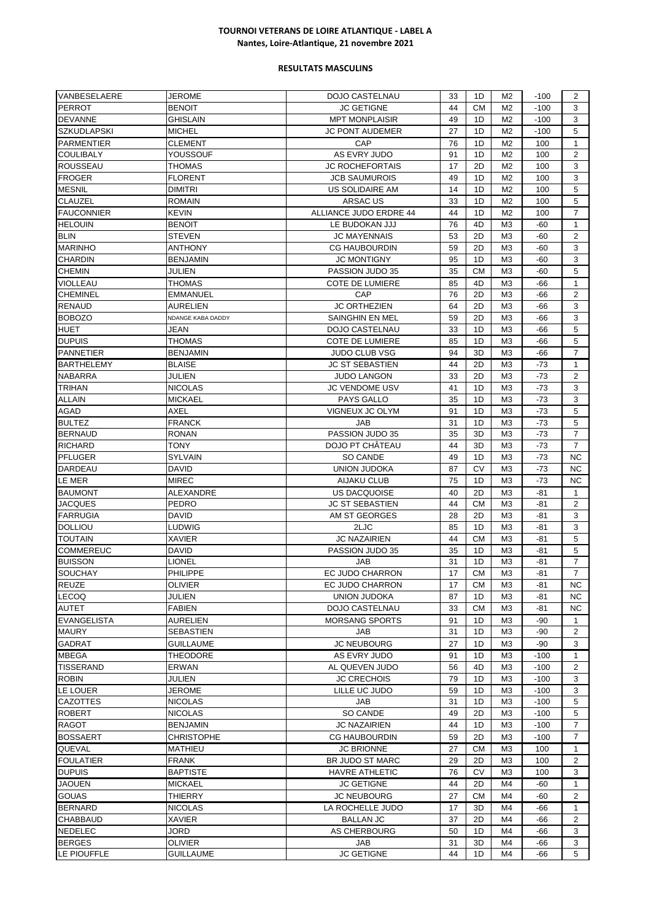**TOURNOI VETERANS DE LOIRE ATLANTIQUE - LABEL A**
**Nantes, Loire-Atlantique, 21 novembre 2021**

**RESULTATS MASCULINS**

| | | | | | | | |
|---|---|---|---|---|---|---|---|
| VANBESELAERE | JEROME | DOJO CASTELNAU | 33 | 1D | M2 | -100 | 2 |
| PERROT | BENOIT | JC GETIGNE | 44 | CM | M2 | -100 | 3 |
| DEVANNE | GHISLAIN | MPT MONPLAISIR | 49 | 1D | M2 | -100 | 3 |
| SZKUDLAPSKI | MICHEL | JC PONT AUDEMER | 27 | 1D | M2 | -100 | 5 |
| PARMENTIER | CLEMENT | CAP | 76 | 1D | M2 | 100 | 1 |
| COULIBALY | YOUSSOUF | AS EVRY JUDO | 91 | 1D | M2 | 100 | 2 |
| ROUSSEAU | THOMAS | JC ROCHEFORTAIS | 17 | 2D | M2 | 100 | 3 |
| FROGER | FLORENT | JCB SAUMUROIS | 49 | 1D | M2 | 100 | 3 |
| MESNIL | DIMITRI | US SOLIDAIRE AM | 14 | 1D | M2 | 100 | 5 |
| CLAUZEL | ROMAIN | ARSAC US | 33 | 1D | M2 | 100 | 5 |
| FAUCONNIER | KEVIN | ALLIANCE JUDO ERDRE 44 | 44 | 1D | M2 | 100 | 7 |
| HELOUIN | BENOIT | LE BUDOKAN JJJ | 76 | 4D | M3 | -60 | 1 |
| BLIN | STEVEN | JC MAYENNAIS | 53 | 2D | M3 | -60 | 2 |
| MARINHO | ANTHONY | CG HAUBOURDIN | 59 | 2D | M3 | -60 | 3 |
| CHARDIN | BENJAMIN | JC MONTIGNY | 95 | 1D | M3 | -60 | 3 |
| CHEMIN | JULIEN | PASSION JUDO 35 | 35 | CM | M3 | -60 | 5 |
| VIOLLEAU | THOMAS | COTE DE LUMIERE | 85 | 4D | M3 | -66 | 1 |
| CHEMINEL | EMMANUEL | CAP | 76 | 2D | M3 | -66 | 2 |
| RENAUD | AURELIEN | JC ORTHEZIEN | 64 | 2D | M3 | -66 | 3 |
| BOBOZO | NDANGE KABA DADDY | SAINGHIN EN MEL | 59 | 2D | M3 | -66 | 3 |
| HUET | JEAN | DOJO CASTELNAU | 33 | 1D | M3 | -66 | 5 |
| DUPUIS | THOMAS | COTE DE LUMIERE | 85 | 1D | M3 | -66 | 5 |
| PANNETIER | BENJAMIN | JUDO CLUB VSG | 94 | 3D | M3 | -66 | 7 |
| BARTHELEMY | BLAISE | JC ST SEBASTIEN | 44 | 2D | M3 | -73 | 1 |
| NABARRA | JULIEN | JUDO LANGON | 33 | 2D | M3 | -73 | 2 |
| TRIHAN | NICOLAS | JC VENDOME USV | 41 | 1D | M3 | -73 | 3 |
| ALLAIN | MICKAEL | PAYS GALLO | 35 | 1D | M3 | -73 | 3 |
| AGAD | AXEL | VIGNEUX JC OLYM | 91 | 1D | M3 | -73 | 5 |
| BULTEZ | FRANCK | JAB | 31 | 1D | M3 | -73 | 5 |
| BERNAUD | RONAN | PASSION JUDO 35 | 35 | 3D | M3 | -73 | 7 |
| RICHARD | TONY | DOJO PT CHÂTEAU | 44 | 3D | M3 | -73 | 7 |
| PFLUGER | SYLVAIN | SO CANDE | 49 | 1D | M3 | -73 | NC |
| DARDEAU | DAVID | UNION JUDOKA | 87 | CV | M3 | -73 | NC |
| LE MER | MIREC | AIJAKU CLUB | 75 | 1D | M3 | -73 | NC |
| BAUMONT | ALEXANDRE | US DACQUOISE | 40 | 2D | M3 | -81 | 1 |
| JACQUES | PEDRO | JC ST SEBASTIEN | 44 | CM | M3 | -81 | 2 |
| FARRUGIA | DAVID | AM ST GEORGES | 28 | 2D | M3 | -81 | 3 |
| DOLLIOU | LUDWIG | 2LJC | 85 | 1D | M3 | -81 | 3 |
| TOUTAIN | XAVIER | JC NAZAIRIEN | 44 | CM | M3 | -81 | 5 |
| COMMEREUC | DAVID | PASSION JUDO 35 | 35 | 1D | M3 | -81 | 5 |
| BUISSON | LIONEL | JAB | 31 | 1D | M3 | -81 | 7 |
| SOUCHAY | PHILIPPE | EC JUDO CHARRON | 17 | CM | M3 | -81 | 7 |
| REUZE | OLIVIER | EC JUDO CHARRON | 17 | CM | M3 | -81 | NC |
| LECOQ | JULIEN | UNION JUDOKA | 87 | 1D | M3 | -81 | NC |
| AUTET | FABIEN | DOJO CASTELNAU | 33 | CM | M3 | -81 | NC |
| EVANGELISTA | AURELIEN | MORSANG SPORTS | 91 | 1D | M3 | -90 | 1 |
| MAURY | SEBASTIEN | JAB | 31 | 1D | M3 | -90 | 2 |
| GADRAT | GUILLAUME | JC NEUBOURG | 27 | 1D | M3 | -90 | 3 |
| MBEGA | THEODORE | AS EVRY JUDO | 91 | 1D | M3 | -100 | 1 |
| TISSERAND | ERWAN | AL QUEVEN JUDO | 56 | 4D | M3 | -100 | 2 |
| ROBIN | JULIEN | JC CRECHOIS | 79 | 1D | M3 | -100 | 3 |
| LE LOUER | JEROME | LILLE UC JUDO | 59 | 1D | M3 | -100 | 3 |
| CAZOTTES | NICOLAS | JAB | 31 | 1D | M3 | -100 | 5 |
| ROBERT | NICOLAS | SO CANDE | 49 | 2D | M3 | -100 | 5 |
| RAGOT | BENJAMIN | JC NAZAIRIEN | 44 | 1D | M3 | -100 | 7 |
| BOSSAERT | CHRISTOPHE | CG HAUBOURDIN | 59 | 2D | M3 | -100 | 7 |
| QUEVAL | MATHIEU | JC BRIONNE | 27 | CM | M3 | 100 | 1 |
| FOULATIER | FRANK | BR JUDO ST MARC | 29 | 2D | M3 | 100 | 2 |
| DUPUIS | BAPTISTE | HAVRE ATHLETIC | 76 | CV | M3 | 100 | 3 |
| JAOUEN | MICKAEL | JC GETIGNE | 44 | 2D | M4 | -60 | 1 |
| GOUAS | THIERRY | JC NEUBOURG | 27 | CM | M4 | -60 | 2 |
| BERNARD | NICOLAS | LA ROCHELLE JUDO | 17 | 3D | M4 | -66 | 1 |
| CHABBAUD | XAVIER | BALLAN JC | 37 | 2D | M4 | -66 | 2 |
| NEDELEC | JORD | AS CHERBOURG | 50 | 1D | M4 | -66 | 3 |
| BERGES | OLIVIER | JAB | 31 | 3D | M4 | -66 | 3 |
| LE PIOUFFLE | GUILLAUME | JC GETIGNE | 44 | 1D | M4 | -66 | 5 |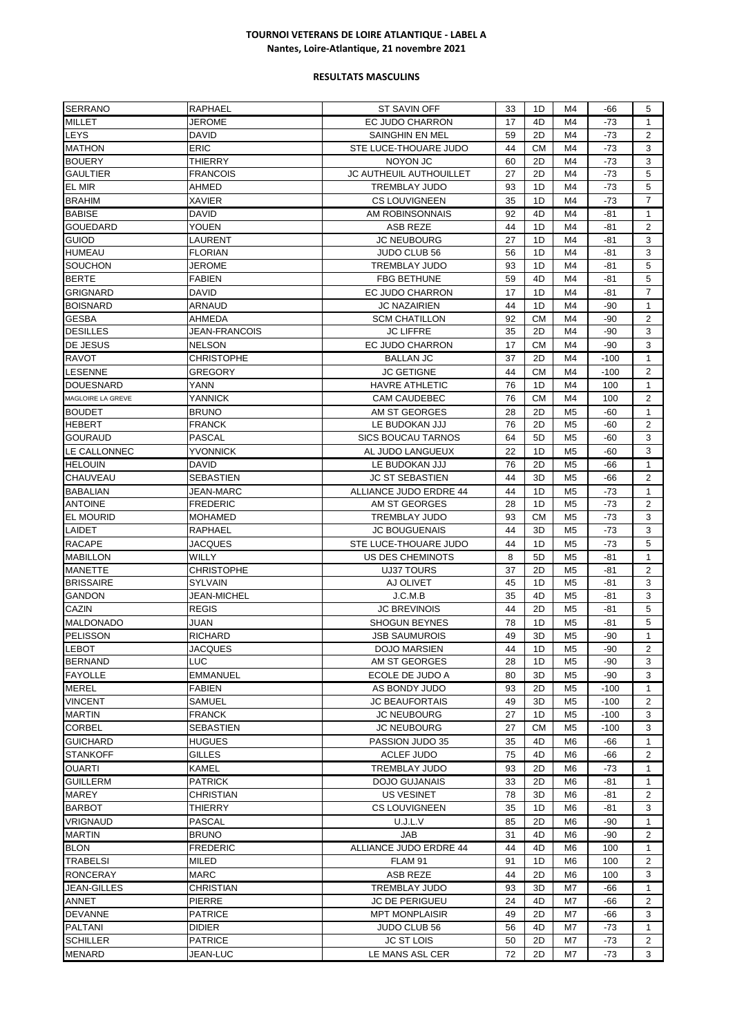**TOURNOI VETERANS DE LOIRE ATLANTIQUE - LABEL A**

**Nantes, Loire-Atlantique, 21 novembre 2021**

**RESULTATS MASCULINS**

| | | | | | | | |
|---|---|---|---|---|---|---|---|
| SERRANO | RAPHAEL | ST SAVIN OFF | 33 | 1D | M4 | -66 | 5 |
| MILLET | JEROME | EC JUDO CHARRON | 17 | 4D | M4 | -73 | 1 |
| LEYS | DAVID | SAINGHIN EN MEL | 59 | 2D | M4 | -73 | 2 |
| MATHON | ERIC | STE LUCE-THOUARE JUDO | 44 | CM | M4 | -73 | 3 |
| BOUERY | THIERRY | NOYON JC | 60 | 2D | M4 | -73 | 3 |
| GAULTIER | FRANCOIS | JC AUTHEUIL AUTHOUILLET | 27 | 2D | M4 | -73 | 5 |
| EL MIR | AHMED | TREMBLAY JUDO | 93 | 1D | M4 | -73 | 5 |
| BRAHIM | XAVIER | CS LOUVIGNEEN | 35 | 1D | M4 | -73 | 7 |
| BABISE | DAVID | AM ROBINSONNAIS | 92 | 4D | M4 | -81 | 1 |
| GOUEDARD | YOUEN | ASB REZE | 44 | 1D | M4 | -81 | 2 |
| GUIOD | LAURENT | JC NEUBOURG | 27 | 1D | M4 | -81 | 3 |
| HUMEAU | FLORIAN | JUDO CLUB 56 | 56 | 1D | M4 | -81 | 3 |
| SOUCHON | JEROME | TREMBLAY JUDO | 93 | 1D | M4 | -81 | 5 |
| BERTE | FABIEN | FBG BETHUNE | 59 | 4D | M4 | -81 | 5 |
| GRIGNARD | DAVID | EC JUDO CHARRON | 17 | 1D | M4 | -81 | 7 |
| BOISNARD | ARNAUD | JC NAZAIRIEN | 44 | 1D | M4 | -90 | 1 |
| GESBA | AHMEDA | SCM CHATILLON | 92 | CM | M4 | -90 | 2 |
| DESILLES | JEAN-FRANCOIS | JC LIFFRE | 35 | 2D | M4 | -90 | 3 |
| DE JESUS | NELSON | EC JUDO CHARRON | 17 | CM | M4 | -90 | 3 |
| RAVOT | CHRISTOPHE | BALLAN JC | 37 | 2D | M4 | -100 | 1 |
| LESENNE | GREGORY | JC GETIGNE | 44 | CM | M4 | -100 | 2 |
| DOUESNARD | YANN | HAVRE ATHLETIC | 76 | 1D | M4 | 100 | 1 |
| MAGLOIRE LA GREVE | YANNICK | CAM CAUDEBEC | 76 | CM | M4 | 100 | 2 |
| BOUDET | BRUNO | AM ST GEORGES | 28 | 2D | M5 | -60 | 1 |
| HEBERT | FRANCK | LE BUDOKAN JJJ | 76 | 2D | M5 | -60 | 2 |
| GOURAUD | PASCAL | SICS BOUCAU TARNOS | 64 | 5D | M5 | -60 | 3 |
| LE CALLONNEC | YVONNICK | AL JUDO LANGUEUX | 22 | 1D | M5 | -60 | 3 |
| HELOUIN | DAVID | LE BUDOKAN JJJ | 76 | 2D | M5 | -66 | 1 |
| CHAUVEAU | SEBASTIEN | JC ST SEBASTIEN | 44 | 3D | M5 | -66 | 2 |
| BABALIAN | JEAN-MARC | ALLIANCE JUDO ERDRE 44 | 44 | 1D | M5 | -73 | 1 |
| ANTOINE | FREDERIC | AM ST GEORGES | 28 | 1D | M5 | -73 | 2 |
| EL MOURID | MOHAMED | TREMBLAY JUDO | 93 | CM | M5 | -73 | 3 |
| LAIDET | RAPHAEL | JC BOUGUENAIS | 44 | 3D | M5 | -73 | 3 |
| RACAPE | JACQUES | STE LUCE-THOUARE JUDO | 44 | 1D | M5 | -73 | 5 |
| MABILLON | WILLY | US DES CHEMINOTS | 8 | 5D | M5 | -81 | 1 |
| MANETTE | CHRISTOPHE | UJ37 TOURS | 37 | 2D | M5 | -81 | 2 |
| BRISSAIRE | SYLVAIN | AJ OLIVET | 45 | 1D | M5 | -81 | 3 |
| GANDON | JEAN-MICHEL | J.C.M.B | 35 | 4D | M5 | -81 | 3 |
| CAZIN | REGIS | JC BREVINOIS | 44 | 2D | M5 | -81 | 5 |
| MALDONADO | JUAN | SHOGUN BEYNES | 78 | 1D | M5 | -81 | 5 |
| PELISSON | RICHARD | JSB SAUMUROIS | 49 | 3D | M5 | -90 | 1 |
| LEBOT | JACQUES | DOJO MARSIEN | 44 | 1D | M5 | -90 | 2 |
| BERNAND | LUC | AM ST GEORGES | 28 | 1D | M5 | -90 | 3 |
| FAYOLLE | EMMANUEL | ECOLE DE JUDO A | 80 | 3D | M5 | -90 | 3 |
| MEREL | FABIEN | AS BONDY JUDO | 93 | 2D | M5 | -100 | 1 |
| VINCENT | SAMUEL | JC BEAUFORTAIS | 49 | 3D | M5 | -100 | 2 |
| MARTIN | FRANCK | JC NEUBOURG | 27 | 1D | M5 | -100 | 3 |
| CORBEL | SEBASTIEN | JC NEUBOURG | 27 | CM | M5 | -100 | 3 |
| GUICHARD | HUGUES | PASSION JUDO 35 | 35 | 4D | M6 | -66 | 1 |
| STANKOFF | GILLES | ACLEF JUDO | 75 | 4D | M6 | -66 | 2 |
| OUARTI | KAMEL | TREMBLAY JUDO | 93 | 2D | M6 | -73 | 1 |
| GUILLERM | PATRICK | DOJO GUJANAIS | 33 | 2D | M6 | -81 | 1 |
| MAREY | CHRISTIAN | US VESINET | 78 | 3D | M6 | -81 | 2 |
| BARBOT | THIERRY | CS LOUVIGNEEN | 35 | 1D | M6 | -81 | 3 |
| VRIGNAUD | PASCAL | U.J.L.V | 85 | 2D | M6 | -90 | 1 |
| MARTIN | BRUNO | JAB | 31 | 4D | M6 | -90 | 2 |
| BLON | FREDERIC | ALLIANCE JUDO ERDRE 44 | 44 | 4D | M6 | 100 | 1 |
| TRABELSI | MILED | FLAM 91 | 91 | 1D | M6 | 100 | 2 |
| RONCERAY | MARC | ASB REZE | 44 | 2D | M6 | 100 | 3 |
| JEAN-GILLES | CHRISTIAN | TREMBLAY JUDO | 93 | 3D | M7 | -66 | 1 |
| ANNET | PIERRE | JC DE PERIGUEU | 24 | 4D | M7 | -66 | 2 |
| DEVANNE | PATRICE | MPT MONPLAISIR | 49 | 2D | M7 | -66 | 3 |
| PALTANI | DIDIER | JUDO CLUB 56 | 56 | 4D | M7 | -73 | 1 |
| SCHILLER | PATRICE | JC ST LOIS | 50 | 2D | M7 | -73 | 2 |
| MENARD | JEAN-LUC | LE MANS ASL CER | 72 | 2D | M7 | -73 | 3 |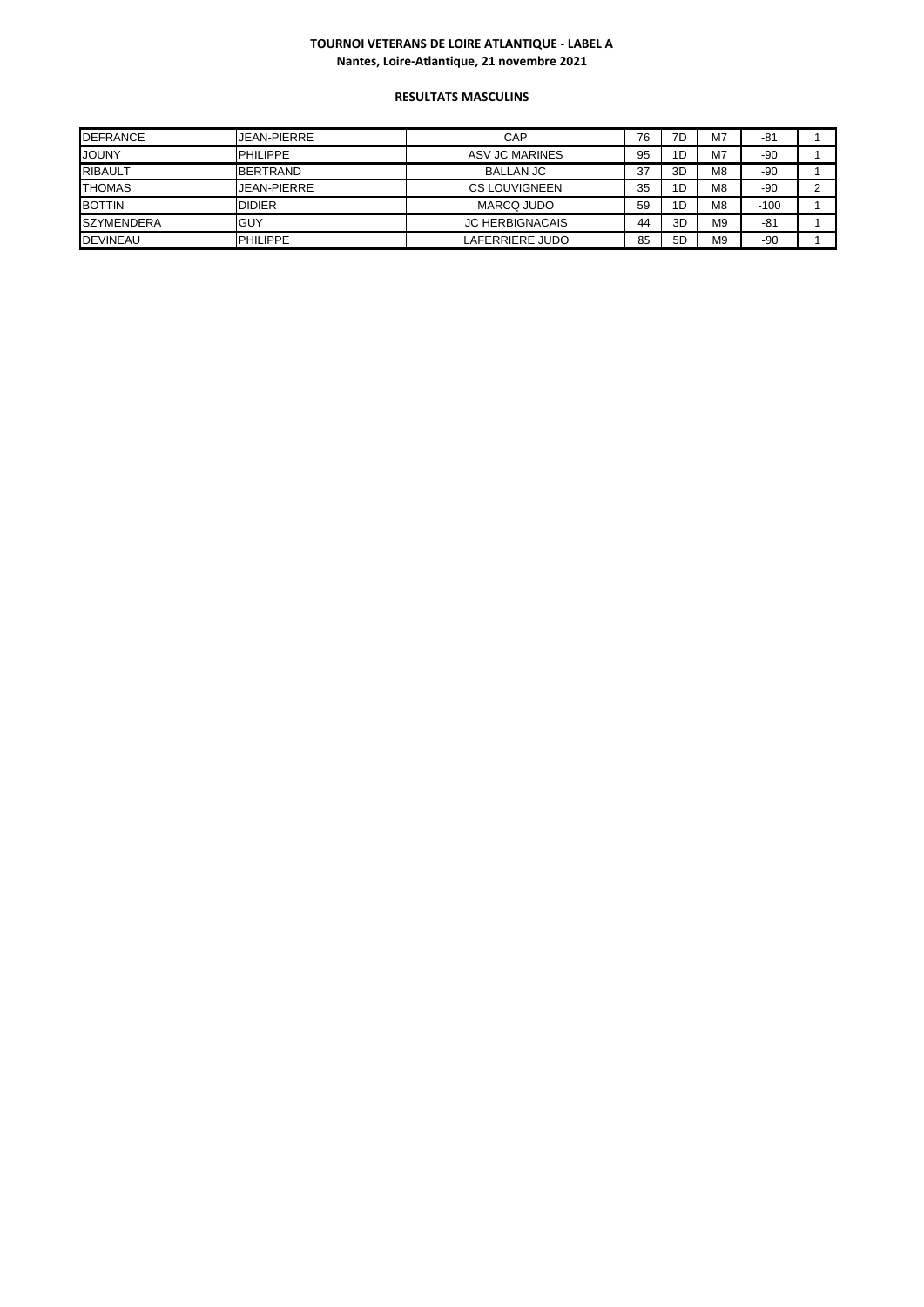**TOURNOI VETERANS DE LOIRE ATLANTIQUE - LABEL A**
**Nantes, Loire-Atlantique, 21 novembre 2021**

**RESULTATS MASCULINS**

| | | | | | | | |
|---|---|---|---|---|---|---|---|
| DEFRANCE | JEAN-PIERRE | CAP | 76 | 7D | M7 | -81 | 1 |
| JOUNY | PHILIPPE | ASV JC MARINES | 95 | 1D | M7 | -90 | 1 |
| RIBAULT | BERTRAND | BALLAN JC | 37 | 3D | M8 | -90 | 1 |
| THOMAS | JEAN-PIERRE | CS LOUVIGNEEN | 35 | 1D | M8 | -90 | 2 |
| BOTTIN | DIDIER | MARCQ JUDO | 59 | 1D | M8 | -100 | 1 |
| SZYMENDERA | GUY | JC HERBIGNACAIS | 44 | 3D | M9 | -81 | 1 |
| DEVINEAU | PHILIPPE | LAFERRIERE JUDO | 85 | 5D | M9 | -90 | 1 |